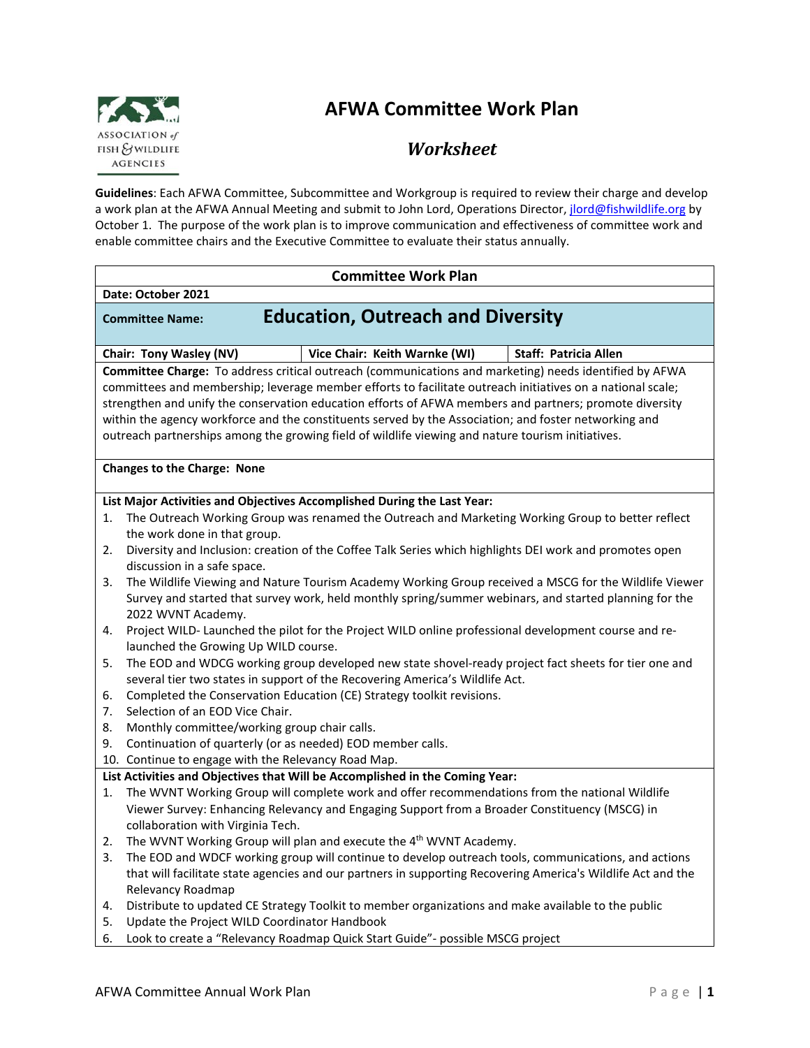# AFWA Committee Work Plan

## *Worksheet*

**Guidelines**: Each AFWA Committee, Subcommittee and Workgroup is required to review their charge and develop a work plan at the AFWA Annual Meeting and submit to John Lord, Operations Director, jlord@fishwildlife.org by October 1. The purpose of the work plan is to improve communication and effectiveness of committee work and enable committee chairs and the Executive Committee to evaluate their status annually.

### Committee Work Plan

**Date: October 2021**

**Committee Name:** **Education, Outreach and Diversity**

| Chair: Tony Wasley (NV) | Vice Chair: Keith Warnke (WI) | Staff: Patricia Allen |
|---|---|---|

**Committee Charge:** To address critical outreach (communications and marketing) needs identified by AFWA committees and membership; leverage member efforts to facilitate outreach initiatives on a national scale; strengthen and unify the conservation education efforts of AFWA members and partners; promote diversity within the agency workforce and the constituents served by the Association; and foster networking and outreach partnerships among the growing field of wildlife viewing and nature tourism initiatives.

**Changes to the Charge: None**

**List Major Activities and Objectives Accomplished During the Last Year:**

1. The Outreach Working Group was renamed the Outreach and Marketing Working Group to better reflect the work done in that group.
2. Diversity and Inclusion: creation of the Coffee Talk Series which highlights DEI work and promotes open discussion in a safe space.
3. The Wildlife Viewing and Nature Tourism Academy Working Group received a MSCG for the Wildlife Viewer Survey and started that survey work, held monthly spring/summer webinars, and started planning for the 2022 WVNT Academy.
4. Project WILD- Launched the pilot for the Project WILD online professional development course and re-launched the Growing Up WILD course.
5. The EOD and WDCG working group developed new state shovel-ready project fact sheets for tier one and several tier two states in support of the Recovering America's Wildlife Act.
6. Completed the Conservation Education (CE) Strategy toolkit revisions.
7. Selection of an EOD Vice Chair.
8. Monthly committee/working group chair calls.
9. Continuation of quarterly (or as needed) EOD member calls.
10. Continue to engage with the Relevancy Road Map.

**List Activities and Objectives that Will be Accomplished in the Coming Year:**

1. The WVNT Working Group will complete work and offer recommendations from the national Wildlife Viewer Survey: Enhancing Relevancy and Engaging Support from a Broader Constituency (MSCG) in collaboration with Virginia Tech.
2. The WVNT Working Group will plan and execute the 4th WVNT Academy.
3. The EOD and WDCF working group will continue to develop outreach tools, communications, and actions that will facilitate state agencies and our partners in supporting Recovering America's Wildlife Act and the Relevancy Roadmap
4. Distribute to updated CE Strategy Toolkit to member organizations and make available to the public
5. Update the Project WILD Coordinator Handbook
6. Look to create a "Relevancy Roadmap Quick Start Guide"- possible MSCG project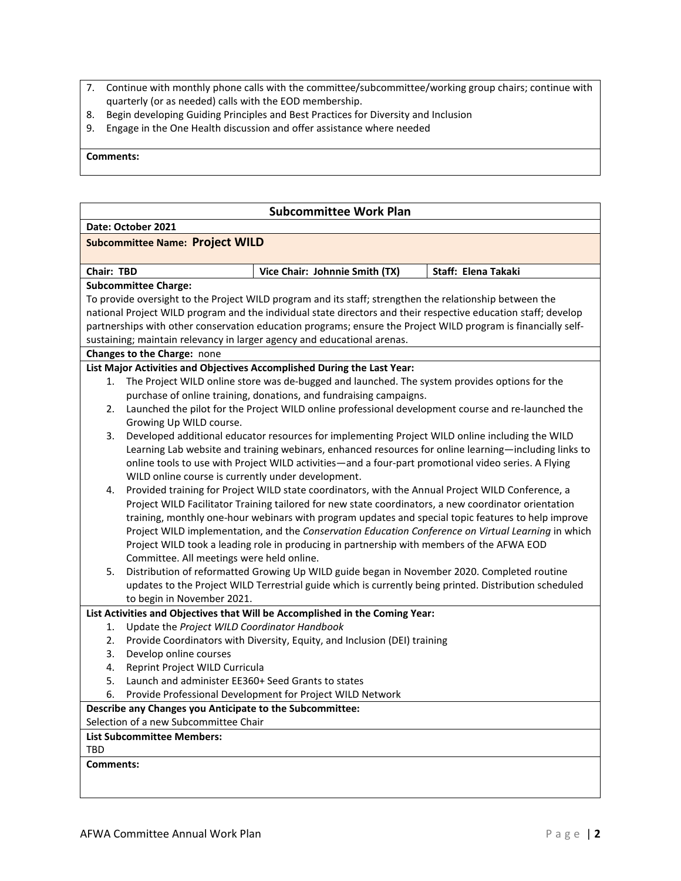7. Continue with monthly phone calls with the committee/subcommittee/working group chairs; continue with quarterly (or as needed) calls with the EOD membership.
8. Begin developing Guiding Principles and Best Practices for Diversity and Inclusion
9. Engage in the One Health discussion and offer assistance where needed

**Comments:**

## Subcommittee Work Plan

**Date: October 2021**

**Subcommittee Name: Project WILD**

| **Chair: TBD** | **Vice Chair: Johnnie Smith (TX)** | **Staff: Elena Takaki** |
|---|---|---|

**Subcommittee Charge:**

To provide oversight to the Project WILD program and its staff; strengthen the relationship between the national Project WILD program and the individual state directors and their respective education staff; develop partnerships with other conservation education programs; ensure the Project WILD program is financially self-sustaining; maintain relevancy in larger agency and educational arenas.

**Changes to the Charge:** none

**List Major Activities and Objectives Accomplished During the Last Year:**

1. The Project WILD online store was de-bugged and launched. The system provides options for the purchase of online training, donations, and fundraising campaigns.
2. Launched the pilot for the Project WILD online professional development course and re-launched the Growing Up WILD course.
3. Developed additional educator resources for implementing Project WILD online including the WILD Learning Lab website and training webinars, enhanced resources for online learning—including links to online tools to use with Project WILD activities—and a four-part promotional video series. A Flying WILD online course is currently under development.
4. Provided training for Project WILD state coordinators, with the Annual Project WILD Conference, a Project WILD Facilitator Training tailored for new state coordinators, a new coordinator orientation training, monthly one-hour webinars with program updates and special topic features to help improve Project WILD implementation, and the *Conservation Education Conference on Virtual Learning* in which Project WILD took a leading role in producing in partnership with members of the AFWA EOD Committee. All meetings were held online.
5. Distribution of reformatted Growing Up WILD guide began in November 2020. Completed routine updates to the Project WILD Terrestrial guide which is currently being printed. Distribution scheduled to begin in November 2021.

**List Activities and Objectives that Will be Accomplished in the Coming Year:**

1. Update the *Project WILD Coordinator Handbook*
2. Provide Coordinators with Diversity, Equity, and Inclusion (DEI) training
3. Develop online courses
4. Reprint Project WILD Curricula
5. Launch and administer EE360+ Seed Grants to states
6. Provide Professional Development for Project WILD Network

**Describe any Changes you Anticipate to the Subcommittee:**

Selection of a new Subcommittee Chair

**List Subcommittee Members:**

TBD

**Comments:**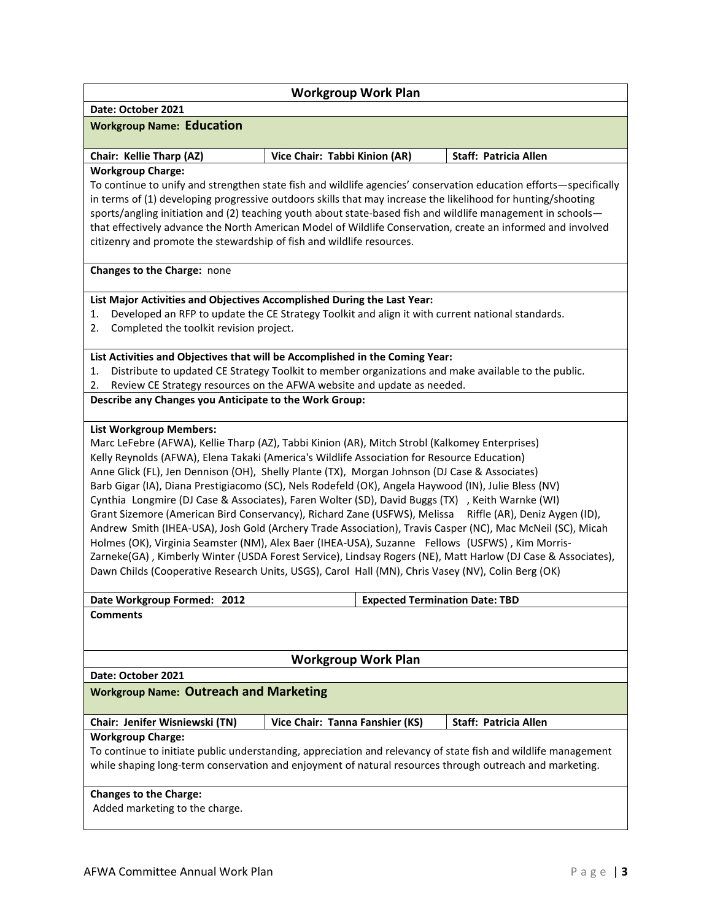## Workgroup Work Plan

**Date: October 2021**

**Workgroup Name: Education**

| **Chair: Kellie Tharp (AZ)** | **Vice Chair: Tabbi Kinion (AR)** | **Staff: Patricia Allen** |
|---|---|---|

**Workgroup Charge:**
To continue to unify and strengthen state fish and wildlife agencies' conservation education efforts—specifically in terms of (1) developing progressive outdoors skills that may increase the likelihood for hunting/shooting sports/angling initiation and (2) teaching youth about state-based fish and wildlife management in schools—that effectively advance the North American Model of Wildlife Conservation, create an informed and involved citizenry and promote the stewardship of fish and wildlife resources.

**Changes to the Charge:** none

**List Major Activities and Objectives Accomplished During the Last Year:**

1. Developed an RFP to update the CE Strategy Toolkit and align it with current national standards.
2. Completed the toolkit revision project.

**List Activities and Objectives that will be Accomplished in the Coming Year:**

1. Distribute to updated CE Strategy Toolkit to member organizations and make available to the public.
2. Review CE Strategy resources on the AFWA website and update as needed.

**Describe any Changes you Anticipate to the Work Group:**

**List Workgroup Members:**
Marc LeFebre (AFWA), Kellie Tharp (AZ), Tabbi Kinion (AR), Mitch Strobl (Kalkomey Enterprises)
Kelly Reynolds (AFWA), Elena Takaki (America's Wildlife Association for Resource Education)
Anne Glick (FL), Jen Dennison (OH), Shelly Plante (TX), Morgan Johnson (DJ Case & Associates)
Barb Gigar (IA), Diana Prestigiacomo (SC), Nels Rodefeld (OK), Angela Haywood (IN), Julie Bless (NV)
Cynthia Longmire (DJ Case & Associates), Faren Wolter (SD), David Buggs (TX) , Keith Warnke (WI)
Grant Sizemore (American Bird Conservancy), Richard Zane (USFWS), Melissa Riffle (AR), Deniz Aygen (ID), Andrew Smith (IHEA-USA), Josh Gold (Archery Trade Association), Travis Casper (NC), Mac McNeil (SC), Micah Holmes (OK), Virginia Seamster (NM), Alex Baer (IHEA-USA), Suzanne Fellows (USFWS) , Kim Morris-Zarneke(GA) , Kimberly Winter (USDA Forest Service), Lindsay Rogers (NE), Matt Harlow (DJ Case & Associates), Dawn Childs (Cooperative Research Units, USGS), Carol Hall (MN), Chris Vasey (NV), Colin Berg (OK)

| **Date Workgroup Formed: 2012** | **Expected Termination Date: TBD** |
|---|---|

**Comments**

## Workgroup Work Plan

**Date: October 2021**

**Workgroup Name: Outreach and Marketing**

| **Chair: Jenifer Wisniewski (TN)** | **Vice Chair: Tanna Fanshier (KS)** | **Staff: Patricia Allen** |
|---|---|---|

**Workgroup Charge:**
To continue to initiate public understanding, appreciation and relevancy of state fish and wildlife management while shaping long-term conservation and enjoyment of natural resources through outreach and marketing.

**Changes to the Charge:**
Added marketing to the charge.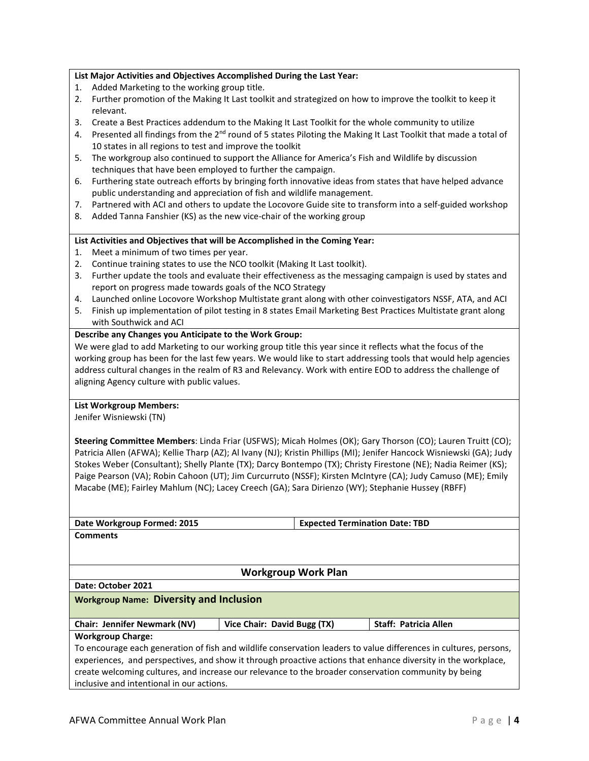**List Major Activities and Objectives Accomplished During the Last Year:**

1. Added Marketing to the working group title.
2. Further promotion of the Making It Last toolkit and strategized on how to improve the toolkit to keep it relevant.
3. Create a Best Practices addendum to the Making It Last Toolkit for the whole community to utilize
4. Presented all findings from the 2nd round of 5 states Piloting the Making It Last Toolkit that made a total of 10 states in all regions to test and improve the toolkit
5. The workgroup also continued to support the Alliance for America's Fish and Wildlife by discussion techniques that have been employed to further the campaign.
6. Furthering state outreach efforts by bringing forth innovative ideas from states that have helped advance public understanding and appreciation of fish and wildlife management.
7. Partnered with ACI and others to update the Locovore Guide site to transform into a self-guided workshop
8. Added Tanna Fanshier (KS) as the new vice-chair of the working group

**List Activities and Objectives that will be Accomplished in the Coming Year:**

1. Meet a minimum of two times per year.
2. Continue training states to use the NCO toolkit (Making It Last toolkit).
3. Further update the tools and evaluate their effectiveness as the messaging campaign is used by states and report on progress made towards goals of the NCO Strategy
4. Launched online Locovore Workshop Multistate grant along with other coinvestigators NSSF, ATA, and ACI
5. Finish up implementation of pilot testing in 8 states Email Marketing Best Practices Multistate grant along with Southwick and ACI

**Describe any Changes you Anticipate to the Work Group:**

We were glad to add Marketing to our working group title this year since it reflects what the focus of the working group has been for the last few years. We would like to start addressing tools that would help agencies address cultural changes in the realm of R3 and Relevancy. Work with entire EOD to address the challenge of aligning Agency culture with public values.

**List Workgroup Members:**

Jenifer Wisniewski (TN)

**Steering Committee Members**: Linda Friar (USFWS); Micah Holmes (OK); Gary Thorson (CO); Lauren Truitt (CO); Patricia Allen (AFWA); Kellie Tharp (AZ); Al Ivany (NJ); Kristin Phillips (MI); Jenifer Hancock Wisniewski (GA); Judy Stokes Weber (Consultant); Shelly Plante (TX); Darcy Bontempo (TX); Christy Firestone (NE); Nadia Reimer (KS); Paige Pearson (VA); Robin Cahoon (UT); Jim Curcurruto (NSSF); Kirsten McIntyre (CA); Judy Camuso (ME); Emily Macabe (ME); Fairley Mahlum (NC); Lacey Creech (GA); Sara Dirienzo (WY); Stephanie Hussey (RBFF)

| **Date Workgroup Formed: 2015** | **Expected Termination Date: TBD** |
|---|---|

**Comments**

## Workgroup Work Plan

**Date: October 2021**

**Workgroup Name: Diversity and Inclusion**

| **Chair: Jennifer Newmark (NV)** | **Vice Chair: David Bugg (TX)** | **Staff: Patricia Allen** |
|---|---|---|

**Workgroup Charge:**

To encourage each generation of fish and wildlife conservation leaders to value differences in cultures, persons, experiences, and perspectives, and show it through proactive actions that enhance diversity in the workplace, create welcoming cultures, and increase our relevance to the broader conservation community by being inclusive and intentional in our actions.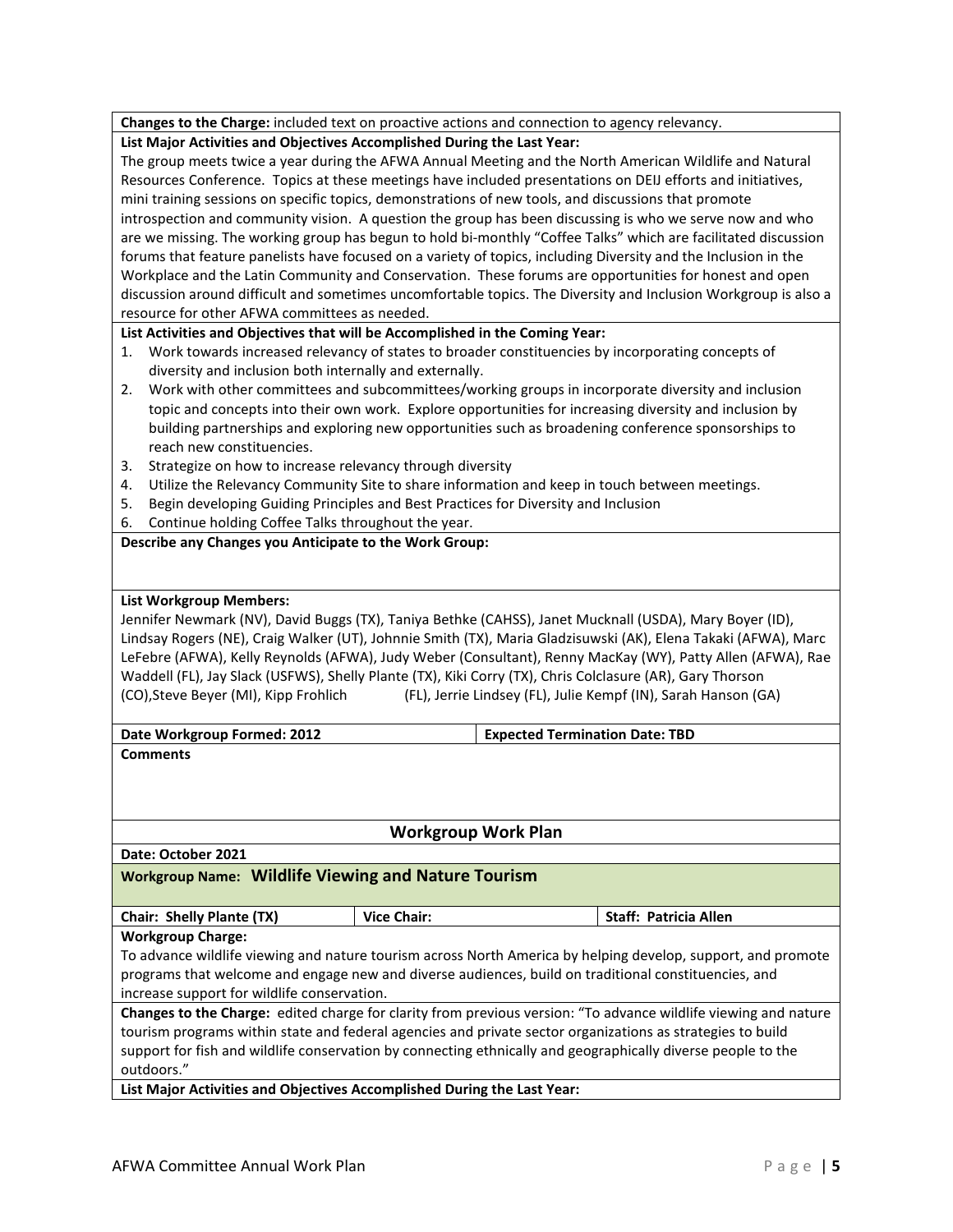**Changes to the Charge:** included text on proactive actions and connection to agency relevancy.

**List Major Activities and Objectives Accomplished During the Last Year:**

The group meets twice a year during the AFWA Annual Meeting and the North American Wildlife and Natural Resources Conference. Topics at these meetings have included presentations on DEIJ efforts and initiatives, mini training sessions on specific topics, demonstrations of new tools, and discussions that promote introspection and community vision. A question the group has been discussing is who we serve now and who are we missing. The working group has begun to hold bi-monthly "Coffee Talks" which are facilitated discussion forums that feature panelists have focused on a variety of topics, including Diversity and the Inclusion in the Workplace and the Latin Community and Conservation. These forums are opportunities for honest and open discussion around difficult and sometimes uncomfortable topics. The Diversity and Inclusion Workgroup is also a resource for other AFWA committees as needed.

**List Activities and Objectives that will be Accomplished in the Coming Year:**

1. Work towards increased relevancy of states to broader constituencies by incorporating concepts of diversity and inclusion both internally and externally.
2. Work with other committees and subcommittees/working groups in incorporate diversity and inclusion topic and concepts into their own work. Explore opportunities for increasing diversity and inclusion by building partnerships and exploring new opportunities such as broadening conference sponsorships to reach new constituencies.
3. Strategize on how to increase relevancy through diversity
4. Utilize the Relevancy Community Site to share information and keep in touch between meetings.
5. Begin developing Guiding Principles and Best Practices for Diversity and Inclusion
6. Continue holding Coffee Talks throughout the year.

**Describe any Changes you Anticipate to the Work Group:**

**List Workgroup Members:**

Jennifer Newmark (NV), David Buggs (TX), Taniya Bethke (CAHSS), Janet Mucknall (USDA), Mary Boyer (ID), Lindsay Rogers (NE), Craig Walker (UT), Johnnie Smith (TX), Maria Gladzisuwski (AK), Elena Takaki (AFWA), Marc LeFebre (AFWA), Kelly Reynolds (AFWA), Judy Weber (Consultant), Renny MacKay (WY), Patty Allen (AFWA), Rae Waddell (FL), Jay Slack (USFWS), Shelly Plante (TX), Kiki Corry (TX), Chris Colclasure (AR), Gary Thorson (CO),Steve Beyer (MI), Kipp Frohlich (FL), Jerrie Lindsey (FL), Julie Kempf (IN), Sarah Hanson (GA)

| **Date Workgroup Formed: 2012** | **Expected Termination Date: TBD** |
|---|---|

**Comments**

## Workgroup Work Plan

**Date: October 2021**

**Workgroup Name: Wildlife Viewing and Nature Tourism**

| **Chair: Shelly Plante (TX)** | **Vice Chair:** | **Staff: Patricia Allen** |
|---|---|---|

**Workgroup Charge:**

To advance wildlife viewing and nature tourism across North America by helping develop, support, and promote programs that welcome and engage new and diverse audiences, build on traditional constituencies, and increase support for wildlife conservation.

**Changes to the Charge:** edited charge for clarity from previous version: "To advance wildlife viewing and nature tourism programs within state and federal agencies and private sector organizations as strategies to build support for fish and wildlife conservation by connecting ethnically and geographically diverse people to the outdoors."

**List Major Activities and Objectives Accomplished During the Last Year:**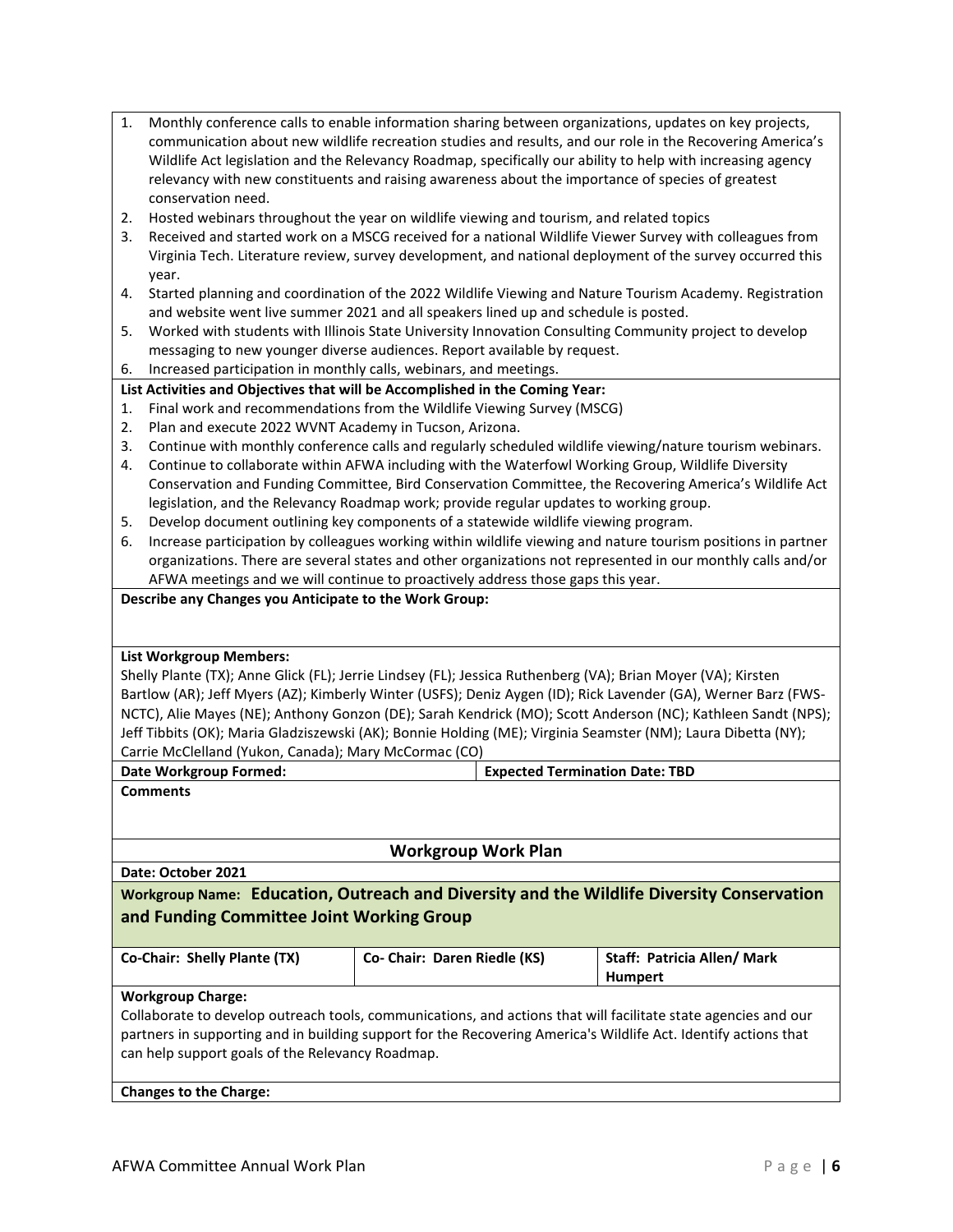1. Monthly conference calls to enable information sharing between organizations, updates on key projects, communication about new wildlife recreation studies and results, and our role in the Recovering America's Wildlife Act legislation and the Relevancy Roadmap, specifically our ability to help with increasing agency relevancy with new constituents and raising awareness about the importance of species of greatest conservation need.
2. Hosted webinars throughout the year on wildlife viewing and tourism, and related topics
3. Received and started work on a MSCG received for a national Wildlife Viewer Survey with colleagues from Virginia Tech. Literature review, survey development, and national deployment of the survey occurred this year.
4. Started planning and coordination of the 2022 Wildlife Viewing and Nature Tourism Academy. Registration and website went live summer 2021 and all speakers lined up and schedule is posted.
5. Worked with students with Illinois State University Innovation Consulting Community project to develop messaging to new younger diverse audiences. Report available by request.
6. Increased participation in monthly calls, webinars, and meetings.

**List Activities and Objectives that will be Accomplished in the Coming Year:**

1. Final work and recommendations from the Wildlife Viewing Survey (MSCG)
2. Plan and execute 2022 WVNT Academy in Tucson, Arizona.
3. Continue with monthly conference calls and regularly scheduled wildlife viewing/nature tourism webinars.
4. Continue to collaborate within AFWA including with the Waterfowl Working Group, Wildlife Diversity Conservation and Funding Committee, Bird Conservation Committee, the Recovering America's Wildlife Act legislation, and the Relevancy Roadmap work; provide regular updates to working group.
5. Develop document outlining key components of a statewide wildlife viewing program.
6. Increase participation by colleagues working within wildlife viewing and nature tourism positions in partner organizations. There are several states and other organizations not represented in our monthly calls and/or AFWA meetings and we will continue to proactively address those gaps this year.

**Describe any Changes you Anticipate to the Work Group:**

**List Workgroup Members:**

Shelly Plante (TX); Anne Glick (FL); Jerrie Lindsey (FL); Jessica Ruthenberg (VA); Brian Moyer (VA); Kirsten Bartlow (AR); Jeff Myers (AZ); Kimberly Winter (USFS); Deniz Aygen (ID); Rick Lavender (GA), Werner Barz (FWS-NCTC), Alie Mayes (NE); Anthony Gonzon (DE); Sarah Kendrick (MO); Scott Anderson (NC); Kathleen Sandt (NPS); Jeff Tibbits (OK); Maria Gladziszewski (AK); Bonnie Holding (ME); Virginia Seamster (NM); Laura Dibetta (NY); Carrie McClelland (Yukon, Canada); Mary McCormac (CO)

| **Date Workgroup Formed:** | **Expected Termination Date: TBD** |
|---|---|

**Comments**

## Workgroup Work Plan

**Date: October 2021**

**Workgroup Name: Education, Outreach and Diversity and the Wildlife Diversity Conservation and Funding Committee Joint Working Group**

| **Co-Chair: Shelly Plante (TX)** | **Co- Chair: Daren Riedle (KS)** | **Staff: Patricia Allen/ Mark Humpert** |
|---|---|---|

**Workgroup Charge:**

Collaborate to develop outreach tools, communications, and actions that will facilitate state agencies and our partners in supporting and in building support for the Recovering America's Wildlife Act. Identify actions that can help support goals of the Relevancy Roadmap.

**Changes to the Charge:**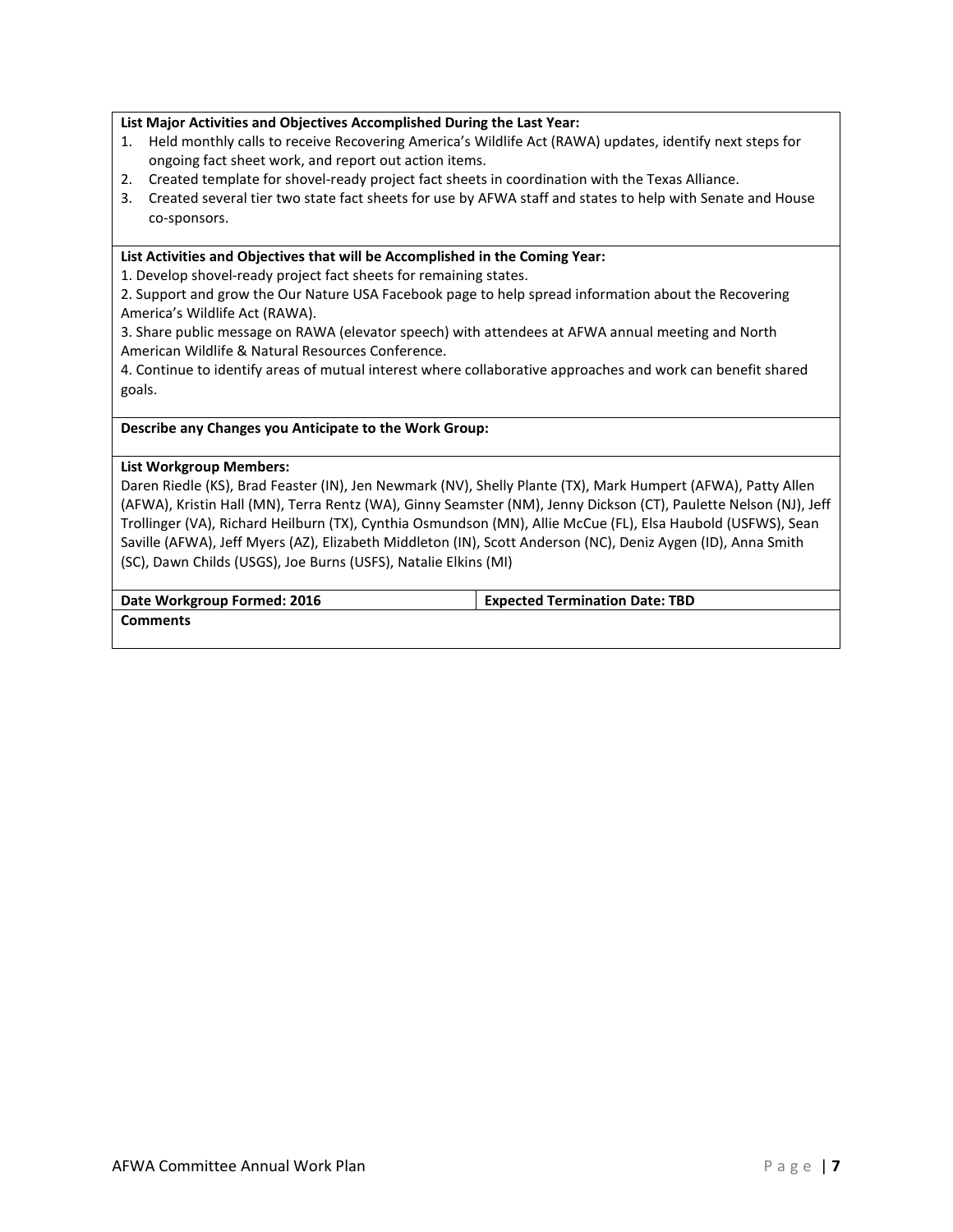**List Major Activities and Objectives Accomplished During the Last Year:**

1. Held monthly calls to receive Recovering America's Wildlife Act (RAWA) updates, identify next steps for ongoing fact sheet work, and report out action items.
2. Created template for shovel-ready project fact sheets in coordination with the Texas Alliance.
3. Created several tier two state fact sheets for use by AFWA staff and states to help with Senate and House co-sponsors.

**List Activities and Objectives that will be Accomplished in the Coming Year:**

1. Develop shovel-ready project fact sheets for remaining states.
2. Support and grow the Our Nature USA Facebook page to help spread information about the Recovering America's Wildlife Act (RAWA).
3. Share public message on RAWA (elevator speech) with attendees at AFWA annual meeting and North American Wildlife & Natural Resources Conference.
4. Continue to identify areas of mutual interest where collaborative approaches and work can benefit shared goals.

**Describe any Changes you Anticipate to the Work Group:**

**List Workgroup Members:**

Daren Riedle (KS), Brad Feaster (IN), Jen Newmark (NV), Shelly Plante (TX), Mark Humpert (AFWA), Patty Allen (AFWA), Kristin Hall (MN), Terra Rentz (WA), Ginny Seamster (NM), Jenny Dickson (CT), Paulette Nelson (NJ), Jeff Trollinger (VA), Richard Heilburn (TX), Cynthia Osmundson (MN), Allie McCue (FL), Elsa Haubold (USFWS), Sean Saville (AFWA), Jeff Myers (AZ), Elizabeth Middleton (IN), Scott Anderson (NC), Deniz Aygen (ID), Anna Smith (SC), Dawn Childs (USGS), Joe Burns (USFS), Natalie Elkins (MI)

| | |
|---|---|
| **Date Workgroup Formed: 2016** | **Expected Termination Date: TBD** |

**Comments**